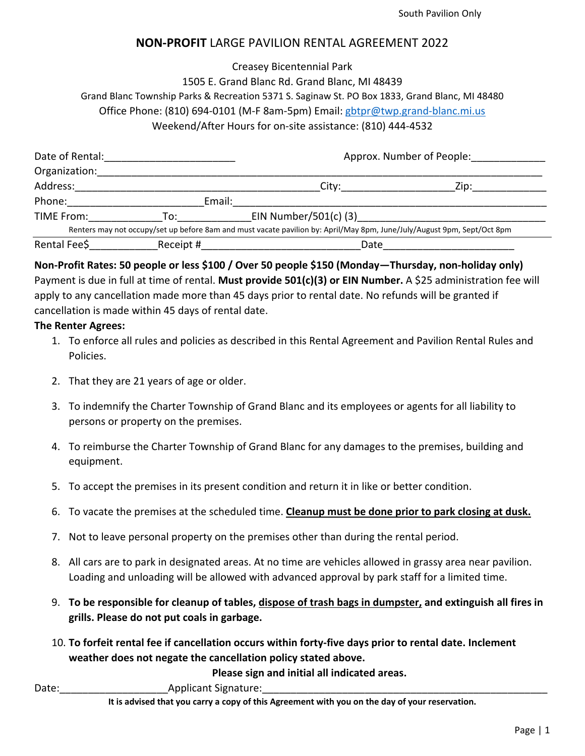South Pavilion Only

# **NON-PROFIT** LARGE PAVILION RENTAL AGREEMENT 2022

Creasey Bicentennial Park
1505 E. Grand Blanc Rd. Grand Blanc, MI 48439
Grand Blanc Township Parks & Recreation 5371 S. Saginaw St. PO Box 1833, Grand Blanc, MI 48480
Office Phone: (810) 694-0101 (M-F 8am-5pm) Email: gbtpr@twp.grand-blanc.mi.us
Weekend/After Hours for on-site assistance: (810) 444-4532

Date of Rental:______________________ Approx. Number of People:____________
Organization:______________________________________________________________________________
Address:__________________________________________City:__________________Zip:____________
Phone:______________________Email:_______________________________________________________
TIME From:____________To:____________EIN Number/501(c) (3)______________________________

Renters may not occupy/set up before 8am and must vacate pavilion by: April/May 8pm, June/July/August 9pm, Sept/Oct 8pm

Rental Fee$___________Receipt #__________________________Date______________________

**Non-Profit Rates: 50 people or less $100 / Over 50 people $150 (Monday—Thursday, non-holiday only)**
Payment is due in full at time of rental. **Must provide 501(c)(3) or EIN Number.** A $25 administration fee will apply to any cancellation made more than 45 days prior to rental date. No refunds will be granted if cancellation is made within 45 days of rental date.

**The Renter Agrees:**

1. To enforce all rules and policies as described in this Rental Agreement and Pavilion Rental Rules and Policies.
2. That they are 21 years of age or older.
3. To indemnify the Charter Township of Grand Blanc and its employees or agents for all liability to persons or property on the premises.
4. To reimburse the Charter Township of Grand Blanc for any damages to the premises, building and equipment.
5. To accept the premises in its present condition and return it in like or better condition.
6. To vacate the premises at the scheduled time. **Cleanup must be done prior to park closing at dusk.**
7. Not to leave personal property on the premises other than during the rental period.
8. All cars are to park in designated areas. At no time are vehicles allowed in grassy area near pavilion. Loading and unloading will be allowed with advanced approval by park staff for a limited time.
9. **To be responsible for cleanup of tables, dispose of trash bags in dumpster, and extinguish all fires in grills. Please do not put coals in garbage.**
10. **To forfeit rental fee if cancellation occurs within forty-five days prior to rental date. Inclement weather does not negate the cancellation policy stated above.**

**Please sign and initial all indicated areas.**

Date:_________________Applicant Signature:_________________________________________________

**It is advised that you carry a copy of this Agreement with you on the day of your reservation.**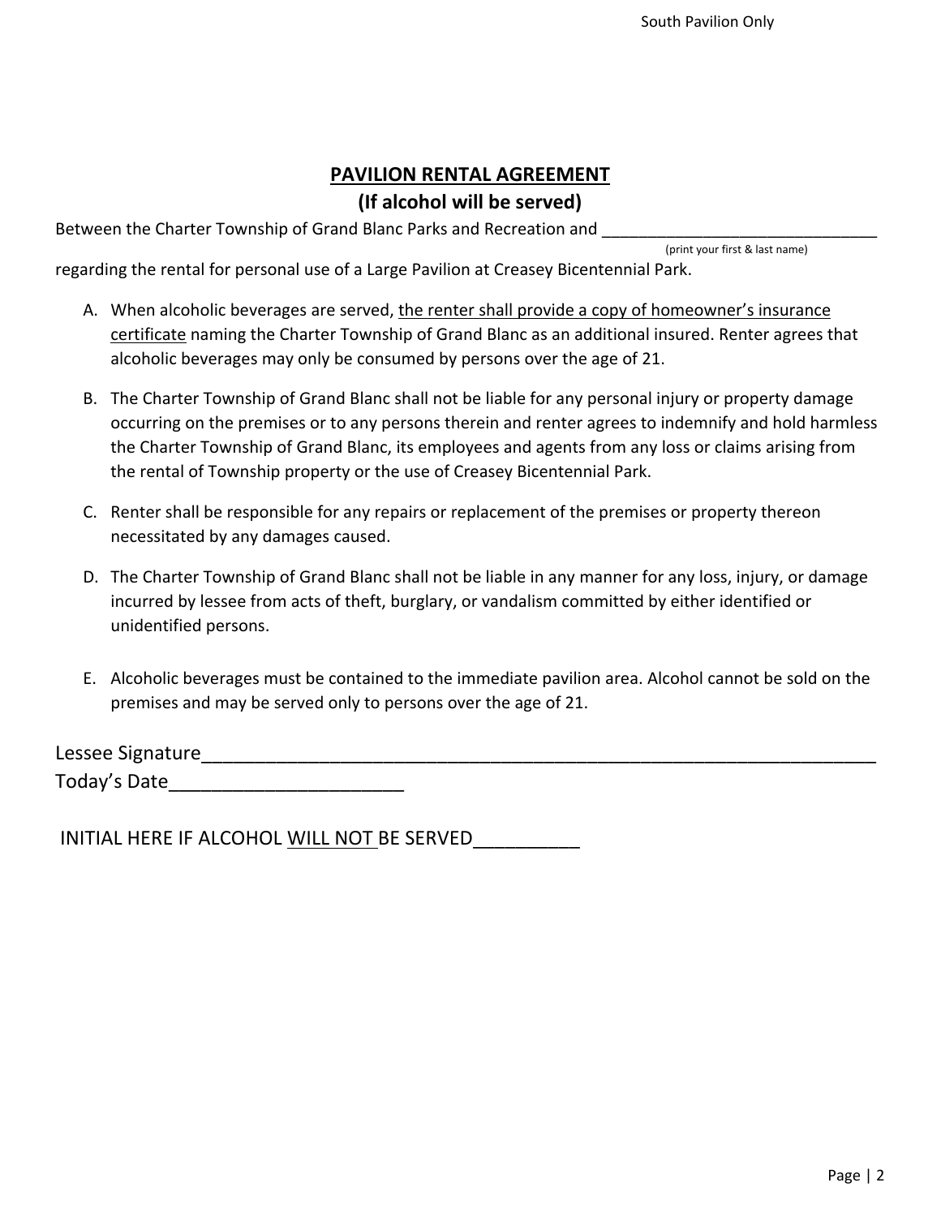South Pavilion Only

## PAVILION RENTAL AGREEMENT
## (If alcohol will be served)

Between the Charter Township of Grand Blanc Parks and Recreation and ______________________________
(print your first & last name)

regarding the rental for personal use of a Large Pavilion at Creasey Bicentennial Park.

A. When alcoholic beverages are served, the renter shall provide a copy of homeowner's insurance certificate naming the Charter Township of Grand Blanc as an additional insured. Renter agrees that alcoholic beverages may only be consumed by persons over the age of 21.

B. The Charter Township of Grand Blanc shall not be liable for any personal injury or property damage occurring on the premises or to any persons therein and renter agrees to indemnify and hold harmless the Charter Township of Grand Blanc, its employees and agents from any loss or claims arising from the rental of Township property or the use of Creasey Bicentennial Park.

C. Renter shall be responsible for any repairs or replacement of the premises or property thereon necessitated by any damages caused.

D. The Charter Township of Grand Blanc shall not be liable in any manner for any loss, injury, or damage incurred by lessee from acts of theft, burglary, or vandalism committed by either identified or unidentified persons.

E. Alcoholic beverages must be contained to the immediate pavilion area. Alcohol cannot be sold on the premises and may be served only to persons over the age of 21.

Lessee Signature______________________________________________________________________

Today's Date______________________

INITIAL HERE IF ALCOHOL WILL NOT BE SERVED__________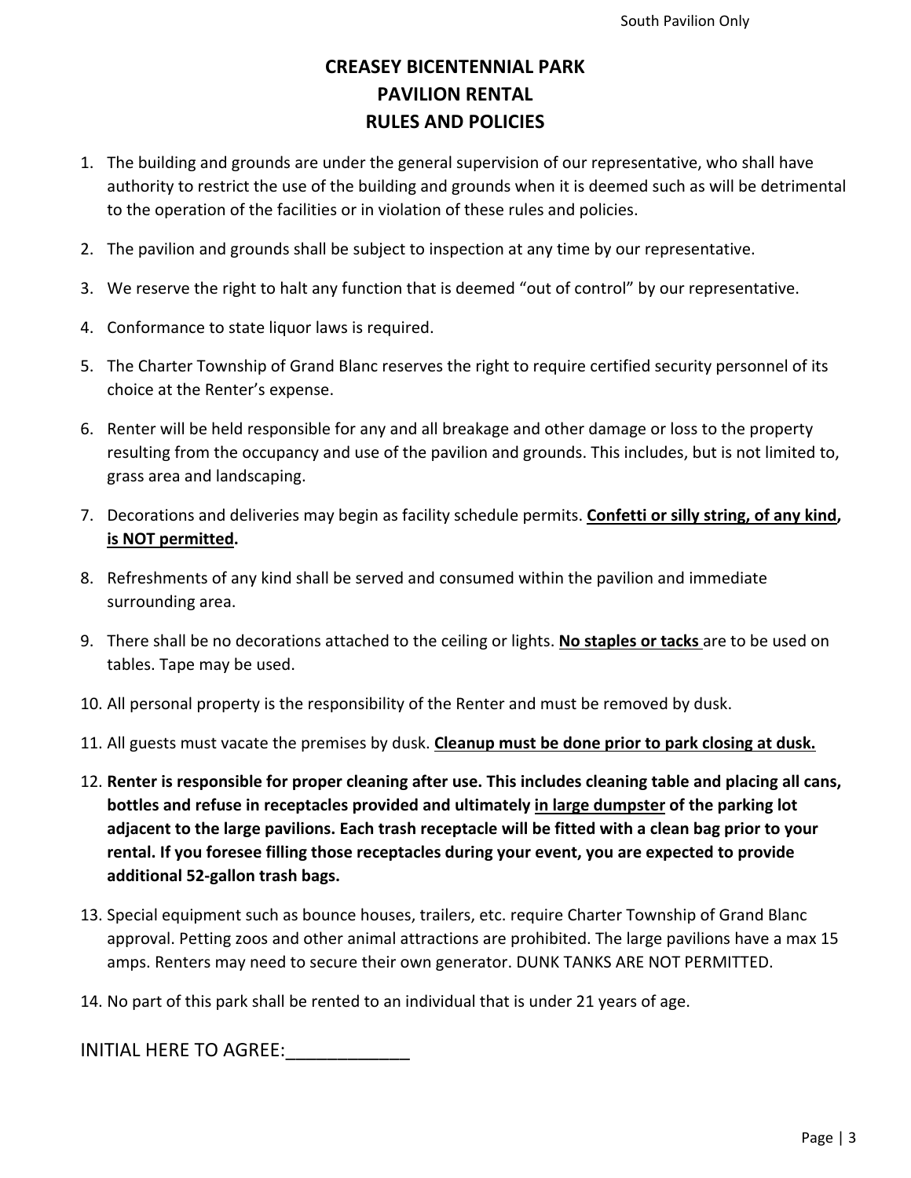South Pavilion Only

# CREASEY BICENTENNIAL PARK
# PAVILION RENTAL
# RULES AND POLICIES

1. The building and grounds are under the general supervision of our representative, who shall have authority to restrict the use of the building and grounds when it is deemed such as will be detrimental to the operation of the facilities or in violation of these rules and policies.
2. The pavilion and grounds shall be subject to inspection at any time by our representative.
3. We reserve the right to halt any function that is deemed "out of control" by our representative.
4. Conformance to state liquor laws is required.
5. The Charter Township of Grand Blanc reserves the right to require certified security personnel of its choice at the Renter's expense.
6. Renter will be held responsible for any and all breakage and other damage or loss to the property resulting from the occupancy and use of the pavilion and grounds. This includes, but is not limited to, grass area and landscaping.
7. Decorations and deliveries may begin as facility schedule permits. **Confetti or silly string, of any kind, is NOT permitted.**
8. Refreshments of any kind shall be served and consumed within the pavilion and immediate surrounding area.
9. There shall be no decorations attached to the ceiling or lights. **No staples or tacks** are to be used on tables. Tape may be used.
10. All personal property is the responsibility of the Renter and must be removed by dusk.
11. All guests must vacate the premises by dusk. **Cleanup must be done prior to park closing at dusk.**
12. **Renter is responsible for proper cleaning after use. This includes cleaning table and placing all cans, bottles and refuse in receptacles provided and ultimately in large dumpster of the parking lot adjacent to the large pavilions. Each trash receptacle will be fitted with a clean bag prior to your rental. If you foresee filling those receptacles during your event, you are expected to provide additional 52-gallon trash bags.**
13. Special equipment such as bounce houses, trailers, etc. require Charter Township of Grand Blanc approval. Petting zoos and other animal attractions are prohibited. The large pavilions have a max 15 amps. Renters may need to secure their own generator. DUNK TANKS ARE NOT PERMITTED.
14. No part of this park shall be rented to an individual that is under 21 years of age.

INITIAL HERE TO AGREE:____________